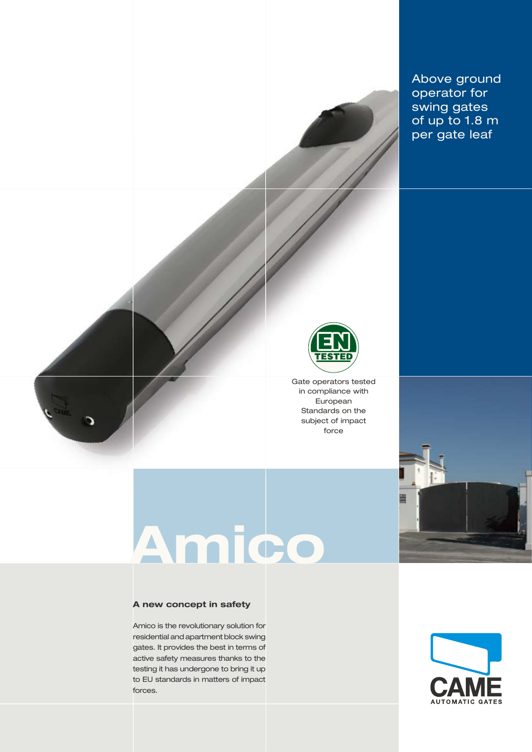Above ground operator for swing gates of up to 1.8 m per gate leaf

EN TESTED

Gate operators tested in compliance with European Standards on the subject of impact force

# Amico

### A new concept in safety

Amico is the revolutionary solution for residential and apartment block swing gates. It provides the best in terms of active safety measures thanks to the testing it has undergone to bring it up to EU standards in matters of impact forces.

CAME AUTOMATIC GATES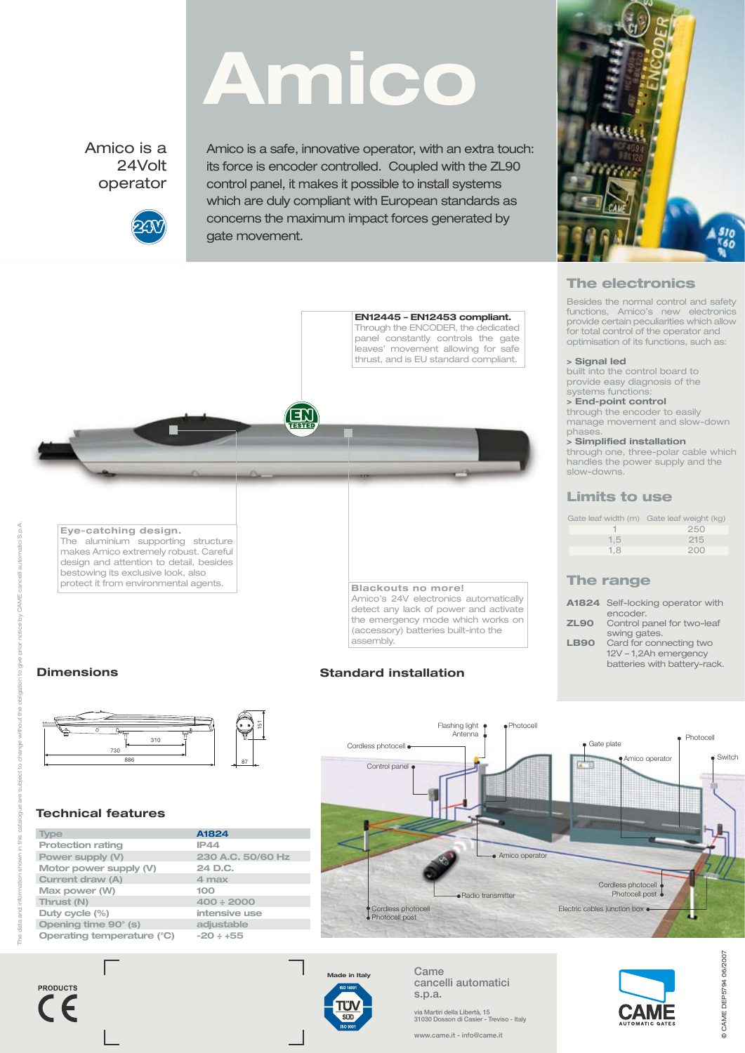# Amico

Amico is a 24Volt operator

Amico is a safe, innovative operator, with an extra touch: its force is encoder controlled. Coupled with the ZL90 control panel, it makes it possible to install systems which are duly compliant with European standards as concerns the maximum impact forces generated by gate movement.

**EN12445 – EN12453 compliant.**
Through the ENCODER, the dedicated panel constantly controls the gate leaves' movement allowing for safe thrust, and is EU standard compliant.

**Eye-catching design.**
The aluminium supporting structure makes Amico extremely robust. Careful design and attention to detail, besides bestowing its exclusive look, also protect it from environmental agents.

**Blackouts no more!**
Amico's 24V electronics automatically detect any lack of power and activate the emergency mode which works on (accessory) batteries built-into the assembly.

## The electronics

Besides the normal control and safety functions, Amico's new electronics provide certain peculiarities which allow for total control of the operator and optimisation of its functions, such as:

**> Signal led**
built into the control board to provide easy diagnosis of the systems functions:

**> End-point control**
through the encoder to easily manage movement and slow-down phases.

**> Simplified installation**
through one, three-polar cable which handles the power supply and the slow-downs.

## Limits to use

| Gate leaf width (m) | Gate leaf weight (kg) |
|---|---|
| 1 | 250 |
| 1,5 | 215 |
| 1,8 | 200 |

## The range

**A1824** Self-locking operator with encoder.
**ZL90** Control panel for two-leaf swing gates.
**LB90** Card for connecting two 12V – 1,2Ah emergency batteries with battery-rack.

## Dimensions

310
730
886
151
87

## Standard installation

Flashing light
Antenna
Photocell
Cordless photocell
Control panel
Gate plate
Amico operator
Photocell
Switch
Amico operator
Radio transmitter
Cordless photocell
Photocell post
Cordless photocell
Photocell post
Electric cables junction box

## Technical features

| Type | A1824 |
|---|---|
| Protection rating | IP44 |
| Power supply (V) | 230 A.C. 50/60 Hz |
| Motor power supply (V) | 24 D.C. |
| Current draw (A) | 4 max |
| Max power (W) | 100 |
| Thrust (N) | 400 ÷ 2000 |
| Duty cycle (%) | intensive use |
| Opening time 90° (s) | adjustable |
| Operating temperature (°C) | -20 ÷ +55 |

The data and information shown in this catalogue are subject to change without the obligation to give prior notice by CAME cancelli automatici S.p.A.

PRODUCTS

Made in Italy

Came cancelli automatici s.p.a.

via Martiri della Libertà, 15
31030 Dosson di Casier - Treviso - Italy

www.came.it - info@came.it

CAME AUTOMATIC GATES

© CAME DEP5794 06/2007